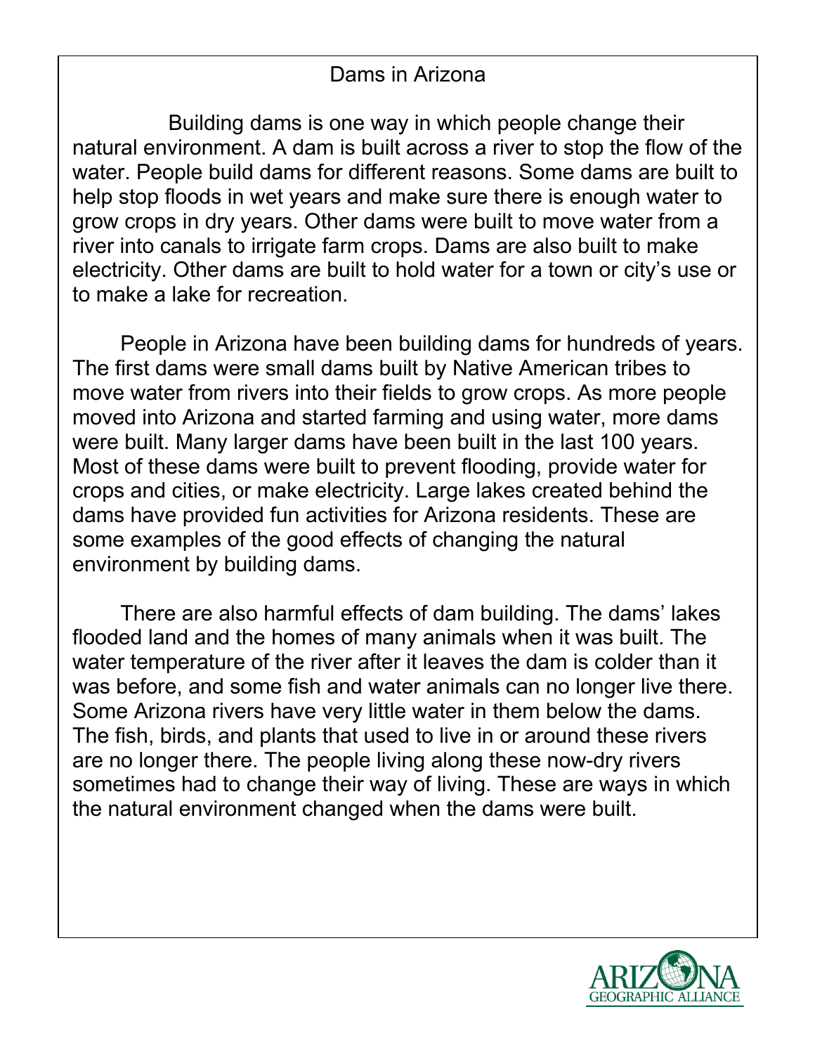# Dams in Arizona

Building dams is one way in which people change their natural environment. A dam is built across a river to stop the flow of the water. People build dams for different reasons. Some dams are built to help stop floods in wet years and make sure there is enough water to grow crops in dry years. Other dams were built to move water from a river into canals to irrigate farm crops. Dams are also built to make electricity. Other dams are built to hold water for a town or city's use or to make a lake for recreation.

People in Arizona have been building dams for hundreds of years. The first dams were small dams built by Native American tribes to move water from rivers into their fields to grow crops. As more people moved into Arizona and started farming and using water, more dams were built. Many larger dams have been built in the last 100 years. Most of these dams were built to prevent flooding, provide water for crops and cities, or make electricity. Large lakes created behind the dams have provided fun activities for Arizona residents. These are some examples of the good effects of changing the natural environment by building dams.

There are also harmful effects of dam building. The dams' lakes flooded land and the homes of many animals when it was built. The water temperature of the river after it leaves the dam is colder than it was before, and some fish and water animals can no longer live there. Some Arizona rivers have very little water in them below the dams. The fish, birds, and plants that used to live in or around these rivers are no longer there. The people living along these now-dry rivers sometimes had to change their way of living. These are ways in which the natural environment changed when the dams were built.

ARIZONA GEOGRAPHIC ALLIANCE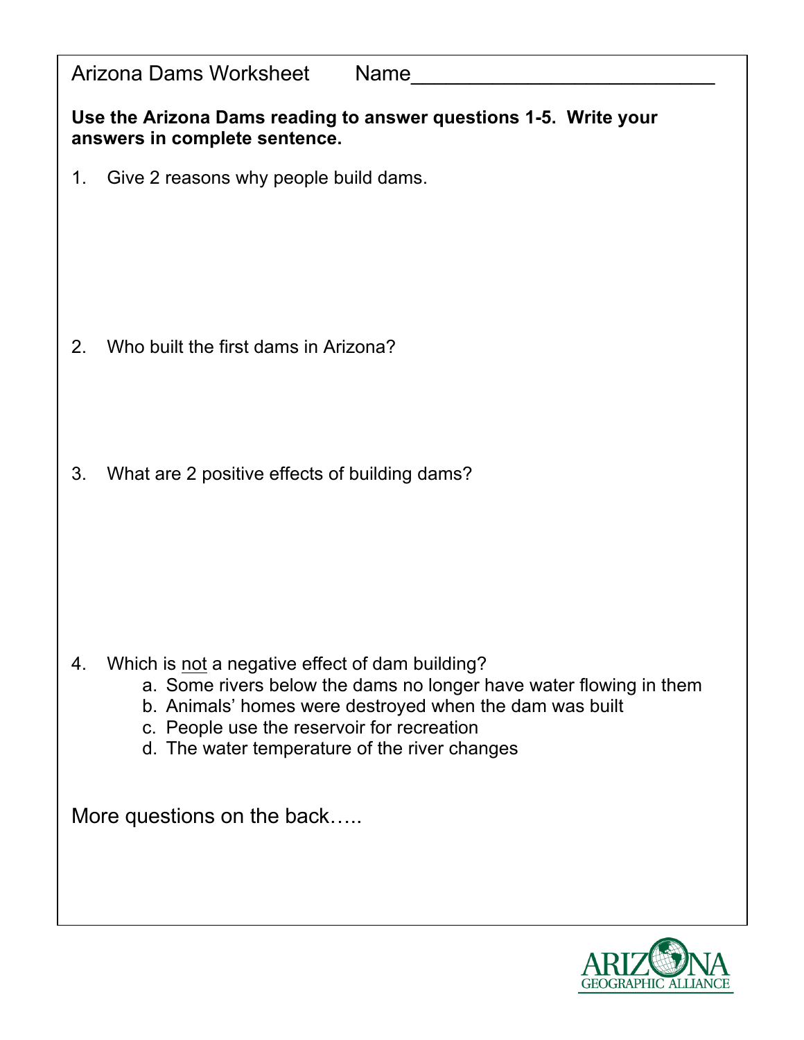Arizona Dams Worksheet Name___________________________

**Use the Arizona Dams reading to answer questions 1-5. Write your answers in complete sentence.**

1. Give 2 reasons why people build dams.

2. Who built the first dams in Arizona?

3. What are 2 positive effects of building dams?

4. Which is not a negative effect of dam building?
   a. Some rivers below the dams no longer have water flowing in them
   b. Animals' homes were destroyed when the dam was built
   c. People use the reservoir for recreation
   d. The water temperature of the river changes

More questions on the back…..

ARIZONA GEOGRAPHIC ALLIANCE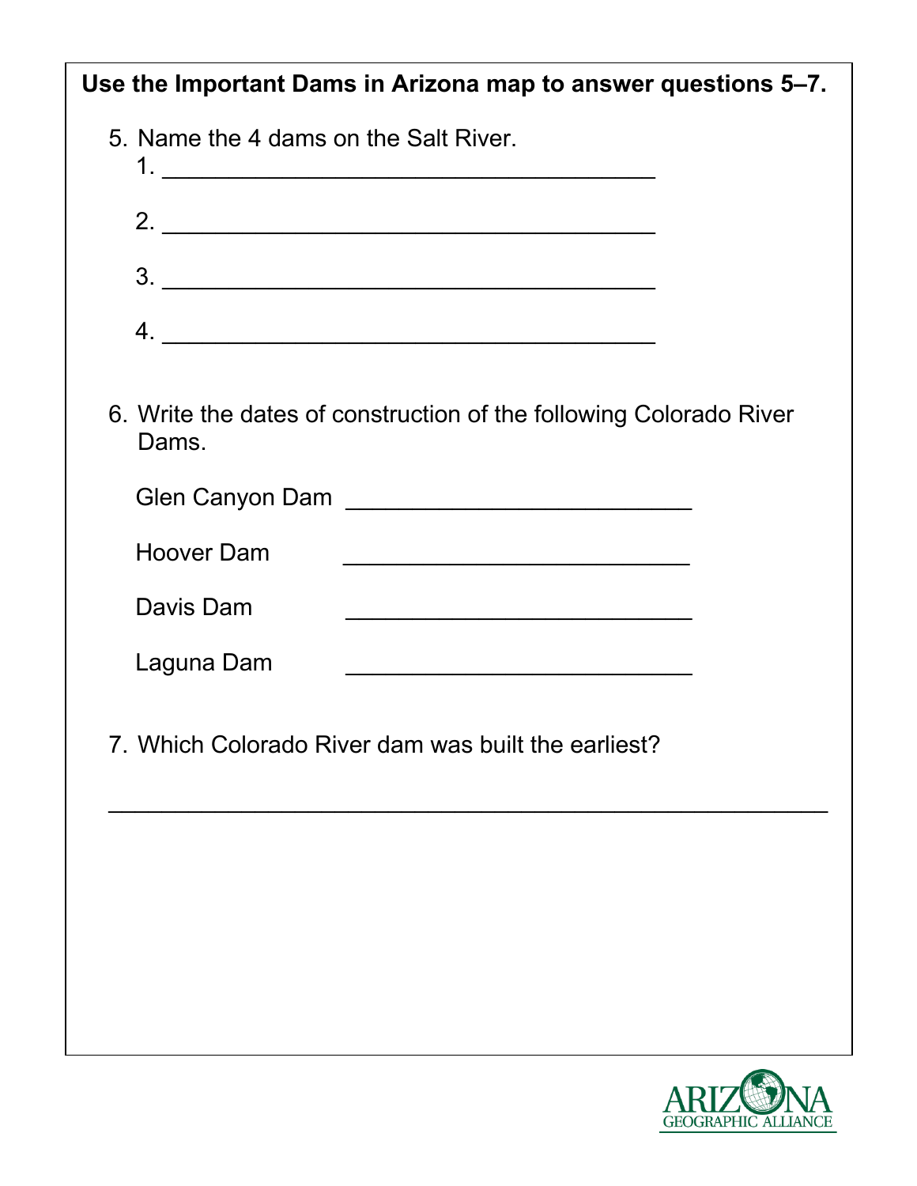**Use the Important Dams in Arizona map to answer questions 5–7.**

5. Name the 4 dams on the Salt River.

   1. ______________________________________

   2. ______________________________________

   3. ______________________________________

   4. ______________________________________

6. Write the dates of construction of the following Colorado River Dams.

   Glen Canyon Dam ___________________________

   Hoover Dam ___________________________

   Davis Dam ___________________________

   Laguna Dam ___________________________

7. Which Colorado River dam was built the earliest?

   ________________________________________________________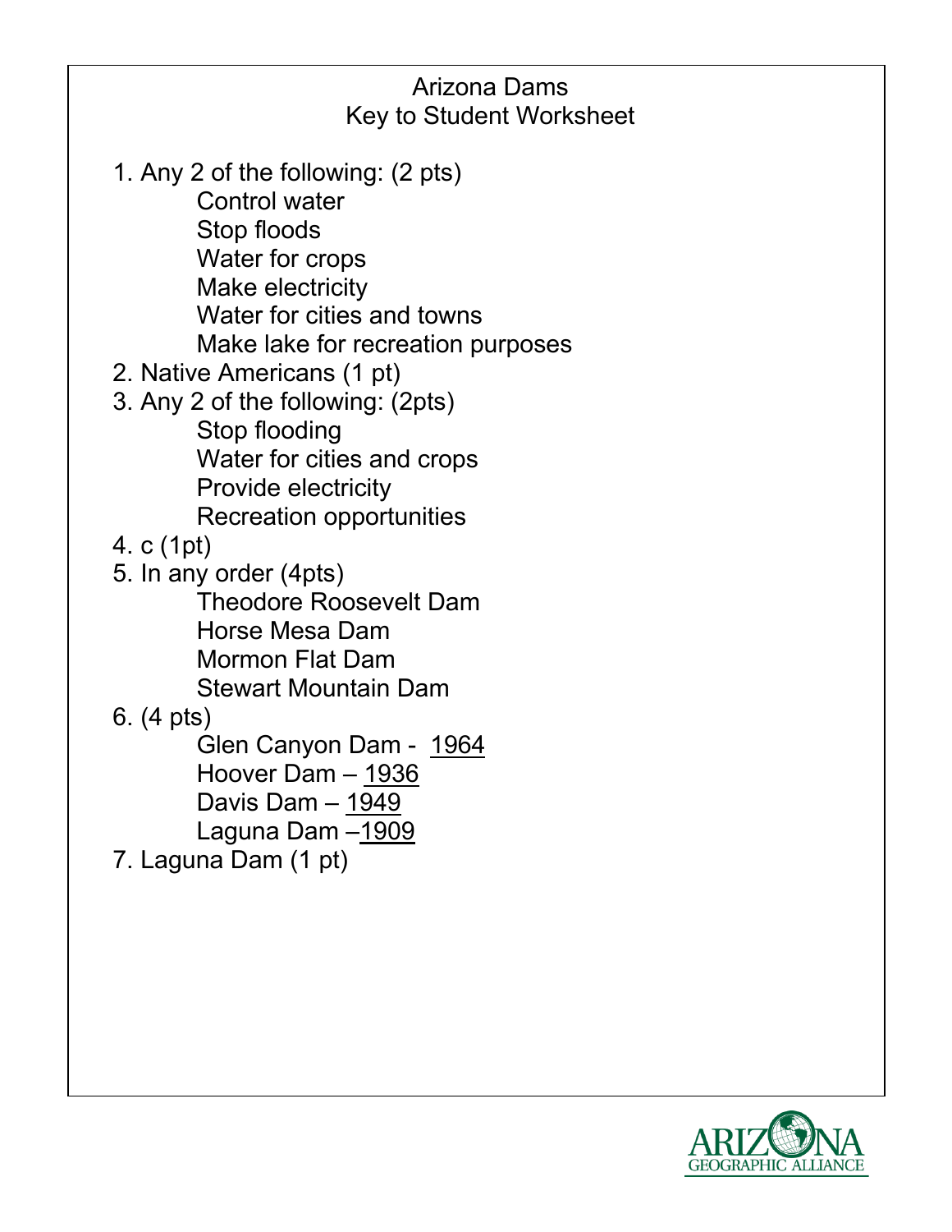# Arizona Dams
## Key to Student Worksheet

1. Any 2 of the following: (2 pts)
   - Control water
   - Stop floods
   - Water for crops
   - Make electricity
   - Water for cities and towns
   - Make lake for recreation purposes
2. Native Americans (1 pt)
3. Any 2 of the following: (2pts)
   - Stop flooding
   - Water for cities and crops
   - Provide electricity
   - Recreation opportunities
4. c (1pt)
5. In any order (4pts)
   - Theodore Roosevelt Dam
   - Horse Mesa Dam
   - Mormon Flat Dam
   - Stewart Mountain Dam
6. (4 pts)
   - Glen Canyon Dam - <u>1964</u>
   - Hoover Dam – <u>1936</u>
   - Davis Dam – <u>1949</u>
   - Laguna Dam –<u>1909</u>
7. Laguna Dam (1 pt)

ARIZONA GEOGRAPHIC ALLIANCE